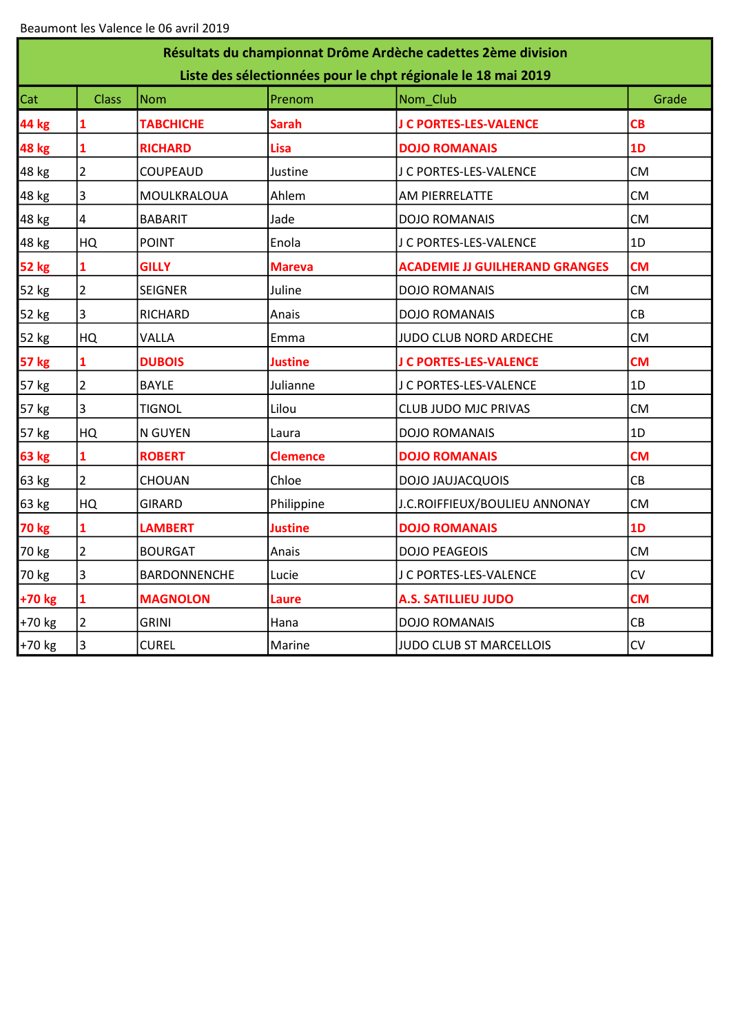Beaumont les Valence le 06 avril 2019

## Résultats du championnat Drôme Ardèche cadettes 2ème division
## Liste des sélectionnées pour le chpt régionale le 18 mai 2019

| Cat | Class | Nom | Prenom | Nom_Club | Grade |
|---|---|---|---|---|---|
| **44 kg** | **1** | **TABCHICHE** | **Sarah** | **J C PORTES-LES-VALENCE** | **CB** |
| **48 kg** | **1** | **RICHARD** | **Lisa** | **DOJO ROMANAIS** | **1D** |
| 48 kg | 2 | COUPEAUD | Justine | J C PORTES-LES-VALENCE | CM |
| 48 kg | 3 | MOULKRALOUA | Ahlem | AM PIERRELATTE | CM |
| 48 kg | 4 | BABARIT | Jade | DOJO ROMANAIS | CM |
| 48 kg | HQ | POINT | Enola | J C PORTES-LES-VALENCE | 1D |
| **52 kg** | **1** | **GILLY** | **Mareva** | **ACADEMIE JJ GUILHERAND GRANGES** | **CM** |
| 52 kg | 2 | SEIGNER | Juline | DOJO ROMANAIS | CM |
| 52 kg | 3 | RICHARD | Anais | DOJO ROMANAIS | CB |
| 52 kg | HQ | VALLA | Emma | JUDO CLUB NORD ARDECHE | CM |
| **57 kg** | **1** | **DUBOIS** | **Justine** | **J C PORTES-LES-VALENCE** | **CM** |
| 57 kg | 2 | BAYLE | Julianne | J C PORTES-LES-VALENCE | 1D |
| 57 kg | 3 | TIGNOL | Lilou | CLUB JUDO MJC PRIVAS | CM |
| 57 kg | HQ | N GUYEN | Laura | DOJO ROMANAIS | 1D |
| **63 kg** | **1** | **ROBERT** | **Clemence** | **DOJO ROMANAIS** | **CM** |
| 63 kg | 2 | CHOUAN | Chloe | DOJO JAUJACQUOIS | CB |
| 63 kg | HQ | GIRARD | Philippine | J.C.ROIFFIEUX/BOULIEU ANNONAY | CM |
| **70 kg** | **1** | **LAMBERT** | **Justine** | **DOJO ROMANAIS** | **1D** |
| 70 kg | 2 | BOURGAT | Anais | DOJO PEAGEOIS | CM |
| 70 kg | 3 | BARDONNENCHE | Lucie | J C PORTES-LES-VALENCE | CV |
| **+70 kg** | **1** | **MAGNOLON** | **Laure** | **A.S. SATILLIEU JUDO** | **CM** |
| +70 kg | 2 | GRINI | Hana | DOJO ROMANAIS | CB |
| +70 kg | 3 | CUREL | Marine | JUDO CLUB ST MARCELLOIS | CV |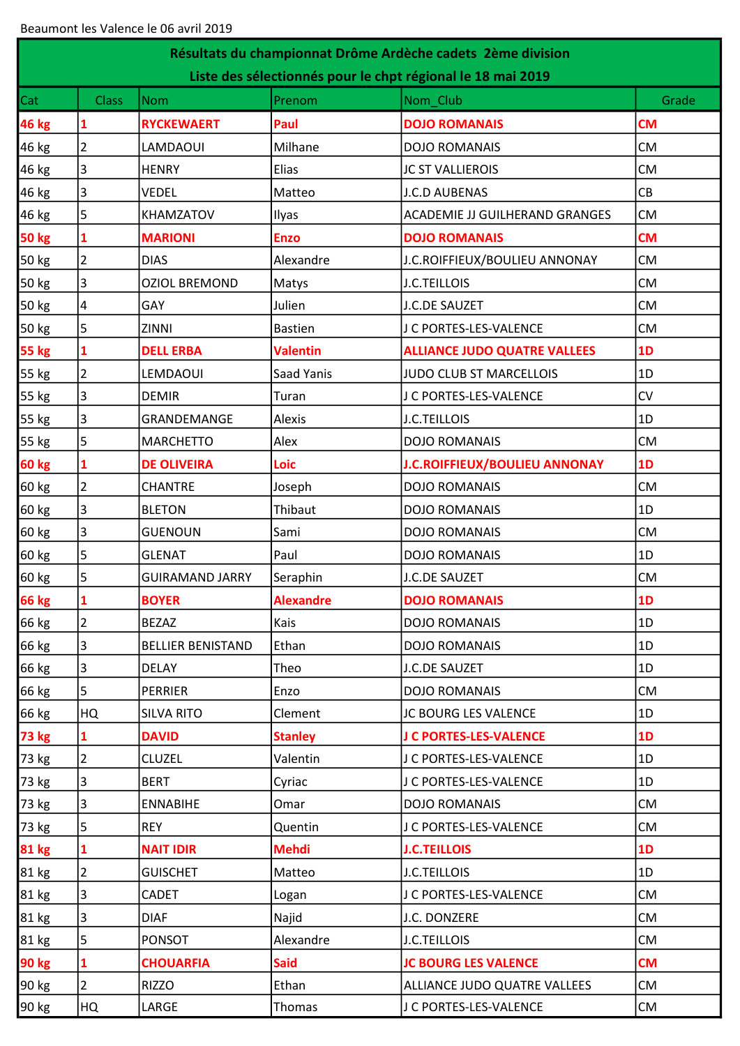Beaumont les Valence le 06 avril 2019

| Résultats du championnat Drôme Ardèche cadets 2ème division<br>Liste des sélectionnés pour le chpt régional le 18 mai 2019 | | | | | |
|---|---|---|---|---|---|
| Cat | Class | Nom | Prenom | Nom_Club | Grade |
| **46 kg** | **1** | **RYCKEWAERT** | **Paul** | **DOJO ROMANAIS** | **CM** |
| 46 kg | 2 | LAMDAOUI | Milhane | DOJO ROMANAIS | CM |
| 46 kg | 3 | HENRY | Elias | JC ST VALLIEROIS | CM |
| 46 kg | 3 | VEDEL | Matteo | J.C.D AUBENAS | CB |
| 46 kg | 5 | KHAMZATOV | Ilyas | ACADEMIE JJ GUILHERAND GRANGES | CM |
| **50 kg** | **1** | **MARIONI** | **Enzo** | **DOJO ROMANAIS** | **CM** |
| 50 kg | 2 | DIAS | Alexandre | J.C.ROIFFIEUX/BOULIEU ANNONAY | CM |
| 50 kg | 3 | OZIOL BREMOND | Matys | J.C.TEILLOIS | CM |
| 50 kg | 4 | GAY | Julien | J.C.DE SAUZET | CM |
| 50 kg | 5 | ZINNI | Bastien | J C PORTES-LES-VALENCE | CM |
| **55 kg** | **1** | **DELL ERBA** | **Valentin** | **ALLIANCE JUDO QUATRE VALLEES** | **1D** |
| 55 kg | 2 | LEMDAOUI | Saad Yanis | JUDO CLUB ST MARCELLOIS | 1D |
| 55 kg | 3 | DEMIR | Turan | J C PORTES-LES-VALENCE | CV |
| 55 kg | 3 | GRANDEMANGE | Alexis | J.C.TEILLOIS | 1D |
| 55 kg | 5 | MARCHETTO | Alex | DOJO ROMANAIS | CM |
| **60 kg** | **1** | **DE OLIVEIRA** | **Loic** | **J.C.ROIFFIEUX/BOULIEU ANNONAY** | **1D** |
| 60 kg | 2 | CHANTRE | Joseph | DOJO ROMANAIS | CM |
| 60 kg | 3 | BLETON | Thibaut | DOJO ROMANAIS | 1D |
| 60 kg | 3 | GUENOUN | Sami | DOJO ROMANAIS | CM |
| 60 kg | 5 | GLENAT | Paul | DOJO ROMANAIS | 1D |
| 60 kg | 5 | GUIRAMAND JARRY | Seraphin | J.C.DE SAUZET | CM |
| **66 kg** | **1** | **BOYER** | **Alexandre** | **DOJO ROMANAIS** | **1D** |
| 66 kg | 2 | BEZAZ | Kais | DOJO ROMANAIS | 1D |
| 66 kg | 3 | BELLIER BENISTAND | Ethan | DOJO ROMANAIS | 1D |
| 66 kg | 3 | DELAY | Theo | J.C.DE SAUZET | 1D |
| 66 kg | 5 | PERRIER | Enzo | DOJO ROMANAIS | CM |
| 66 kg | HQ | SILVA RITO | Clement | JC BOURG LES VALENCE | 1D |
| **73 kg** | **1** | **DAVID** | **Stanley** | **J C PORTES-LES-VALENCE** | **1D** |
| 73 kg | 2 | CLUZEL | Valentin | J C PORTES-LES-VALENCE | 1D |
| 73 kg | 3 | BERT | Cyriac | J C PORTES-LES-VALENCE | 1D |
| 73 kg | 3 | ENNABIHE | Omar | DOJO ROMANAIS | CM |
| 73 kg | 5 | REY | Quentin | J C PORTES-LES-VALENCE | CM |
| **81 kg** | **1** | **NAIT IDIR** | **Mehdi** | **J.C.TEILLOIS** | **1D** |
| 81 kg | 2 | GUISCHET | Matteo | J.C.TEILLOIS | 1D |
| 81 kg | 3 | CADET | Logan | J C PORTES-LES-VALENCE | CM |
| 81 kg | 3 | DIAF | Najid | J.C. DONZERE | CM |
| 81 kg | 5 | PONSOT | Alexandre | J.C.TEILLOIS | CM |
| **90 kg** | **1** | **CHOUARFIA** | **Said** | **JC BOURG LES VALENCE** | **CM** |
| 90 kg | 2 | RIZZO | Ethan | ALLIANCE JUDO QUATRE VALLEES | CM |
| 90 kg | HQ | LARGE | Thomas | J C PORTES-LES-VALENCE | CM |